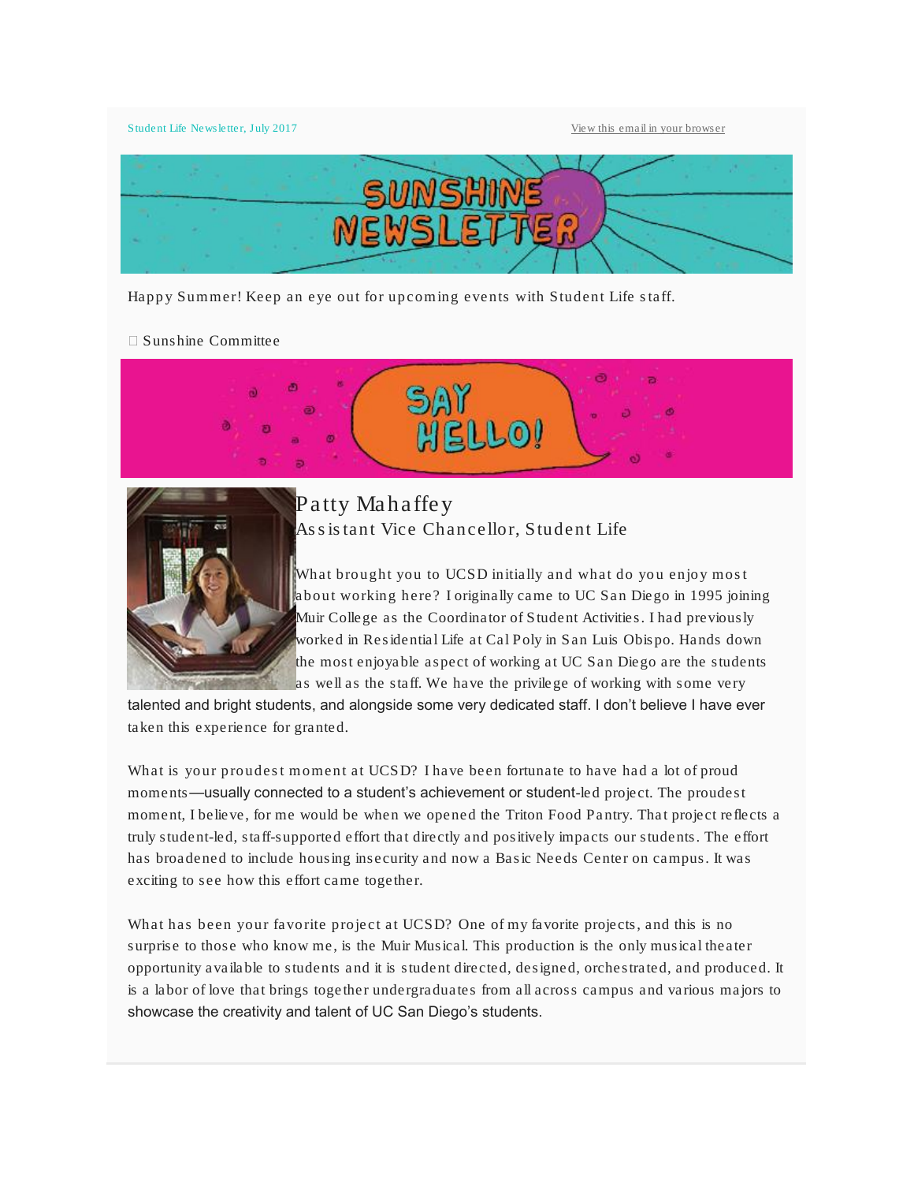Student Life Newsletter, July 2017

View this email in your browser

# SUNSHINE NEWSLETTER

Happy Summer! Keep an eye out for upcoming events with Student Life staff.

 Sunshine Committee

## SAY HELLO!

### Patty Mahaffey

Assistant Vice Chancellor, Student Life

What brought you to UCSD initially and what do you enjoy most about working here? I originally came to UC San Diego in 1995 joining Muir College as the Coordinator of Student Activities. I had previously worked in Residential Life at Cal Poly in San Luis Obispo. Hands down the most enjoyable aspect of working at UC San Diego are the students as well as the staff. We have the privilege of working with some very talented and bright students, and alongside some very dedicated staff. I don't believe I have ever taken this experience for granted.

What is your proudest moment at UCSD? I have been fortunate to have had a lot of proud moments—usually connected to a student's achievement or student-led project. The proudest moment, I believe, for me would be when we opened the Triton Food Pantry. That project reflects a truly student-led, staff-supported effort that directly and positively impacts our students. The effort has broadened to include housing insecurity and now a Basic Needs Center on campus. It was exciting to see how this effort came together.

What has been your favorite project at UCSD? One of my favorite projects, and this is no surprise to those who know me, is the Muir Musical. This production is the only musical theater opportunity available to students and it is student directed, designed, orchestrated, and produced. It is a labor of love that brings together undergraduates from all across campus and various majors to showcase the creativity and talent of UC San Diego's students.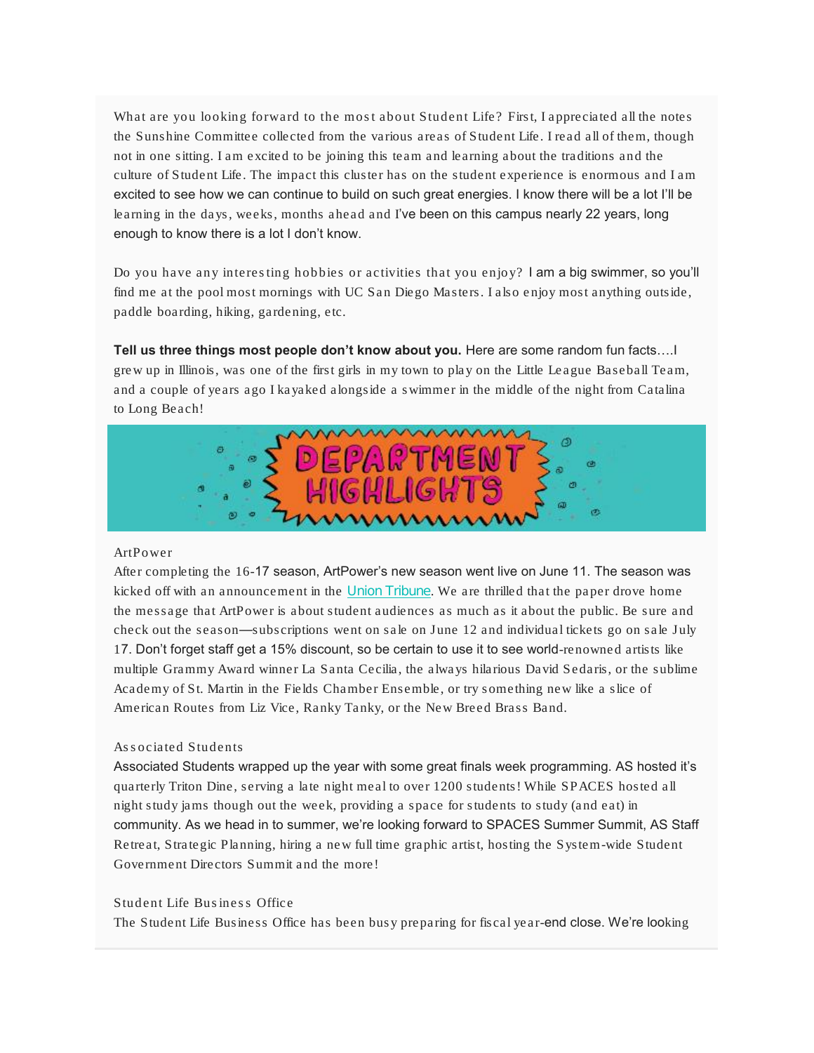What are you looking forward to the most about Student Life? First, I appreciated all the notes the Sunshine Committee collected from the various areas of Student Life. I read all of them, though not in one sitting. I am excited to be joining this team and learning about the traditions and the culture of Student Life. The impact this cluster has on the student experience is enormous and I am excited to see how we can continue to build on such great energies. I know there will be a lot I'll be learning in the days, weeks, months ahead and I've been on this campus nearly 22 years, long enough to know there is a lot I don't know.

Do you have any interesting hobbies or activities that you enjoy? I am a big swimmer, so you'll find me at the pool most mornings with UC San Diego Masters. I also enjoy most anything outside, paddle boarding, hiking, gardening, etc.

**Tell us three things most people don't know about you.** Here are some random fun facts….I grew up in Illinois, was one of the first girls in my town to play on the Little League Baseball Team, and a couple of years ago I kayaked alongside a swimmer in the middle of the night from Catalina to Long Beach!

## DEPARTMENT HIGHLIGHTS

ArtPower

After completing the 16-17 season, ArtPower's new season went live on June 11. The season was kicked off with an announcement in the Union Tribune. We are thrilled that the paper drove home the message that ArtPower is about student audiences as much as it about the public. Be sure and check out the season—subscriptions went on sale on June 12 and individual tickets go on sale July 17. Don't forget staff get a 15% discount, so be certain to use it to see world-renowned artists like multiple Grammy Award winner La Santa Cecilia, the always hilarious David Sedaris, or the sublime Academy of St. Martin in the Fields Chamber Ensemble, or try something new like a slice of American Routes from Liz Vice, Ranky Tanky, or the New Breed Brass Band.

Associated Students

Associated Students wrapped up the year with some great finals week programming. AS hosted it's quarterly Triton Dine, serving a late night meal to over 1200 students! While SPACES hosted all night study jams though out the week, providing a space for students to study (and eat) in community. As we head in to summer, we're looking forward to SPACES Summer Summit, AS Staff Retreat, Strategic Planning, hiring a new full time graphic artist, hosting the System-wide Student Government Directors Summit and the more!

Student Life Business Office

The Student Life Business Office has been busy preparing for fiscal year-end close. We're looking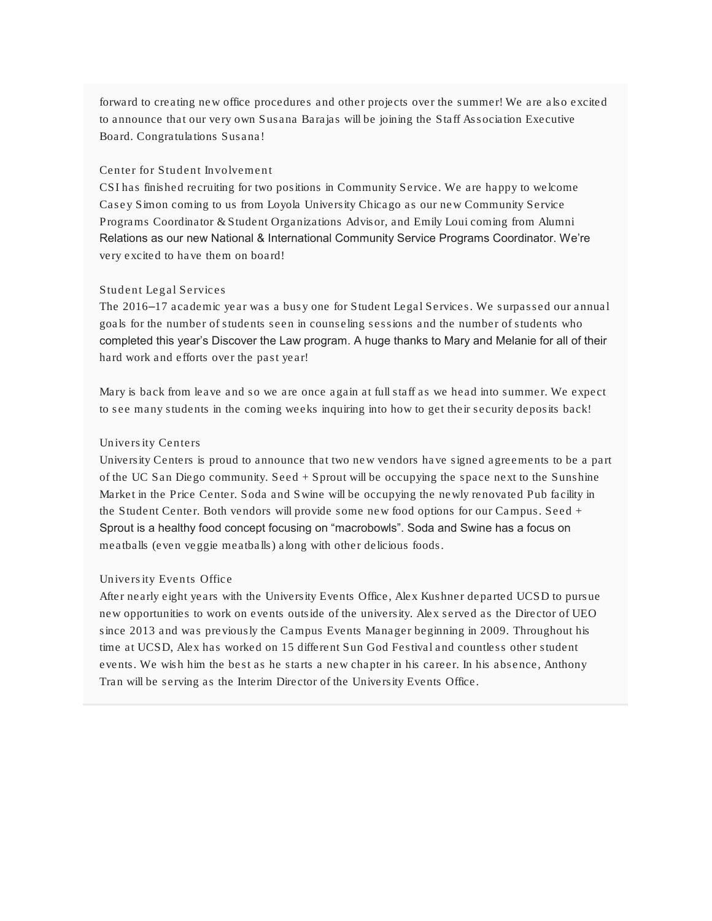forward to creating new office procedures and other projects over the summer! We are also excited to announce that our very own Susana Barajas will be joining the Staff Association Executive Board. Congratulations Susana!

### Center for Student Involvement

CSI has finished recruiting for two positions in Community Service. We are happy to welcome Casey Simon coming to us from Loyola University Chicago as our new Community Service Programs Coordinator & Student Organizations Advisor, and Emily Loui coming from Alumni Relations as our new National & International Community Service Programs Coordinator. We're very excited to have them on board!

### Student Legal Services

The 2016–17 academic year was a busy one for Student Legal Services. We surpassed our annual goals for the number of students seen in counseling sessions and the number of students who completed this year's Discover the Law program. A huge thanks to Mary and Melanie for all of their hard work and efforts over the past year!

Mary is back from leave and so we are once again at full staff as we head into summer. We expect to see many students in the coming weeks inquiring into how to get their security deposits back!

### University Centers

University Centers is proud to announce that two new vendors have signed agreements to be a part of the UC San Diego community. Seed + Sprout will be occupying the space next to the Sunshine Market in the Price Center. Soda and Swine will be occupying the newly renovated Pub facility in the Student Center. Both vendors will provide some new food options for our Campus. Seed + Sprout is a healthy food concept focusing on "macrobowls". Soda and Swine has a focus on meatballs (even veggie meatballs) along with other delicious foods.

### University Events Office

After nearly eight years with the University Events Office, Alex Kushner departed UCSD to pursue new opportunities to work on events outside of the university. Alex served as the Director of UEO since 2013 and was previously the Campus Events Manager beginning in 2009. Throughout his time at UCSD, Alex has worked on 15 different Sun God Festival and countless other student events. We wish him the best as he starts a new chapter in his career. In his absence, Anthony Tran will be serving as the Interim Director of the University Events Office.